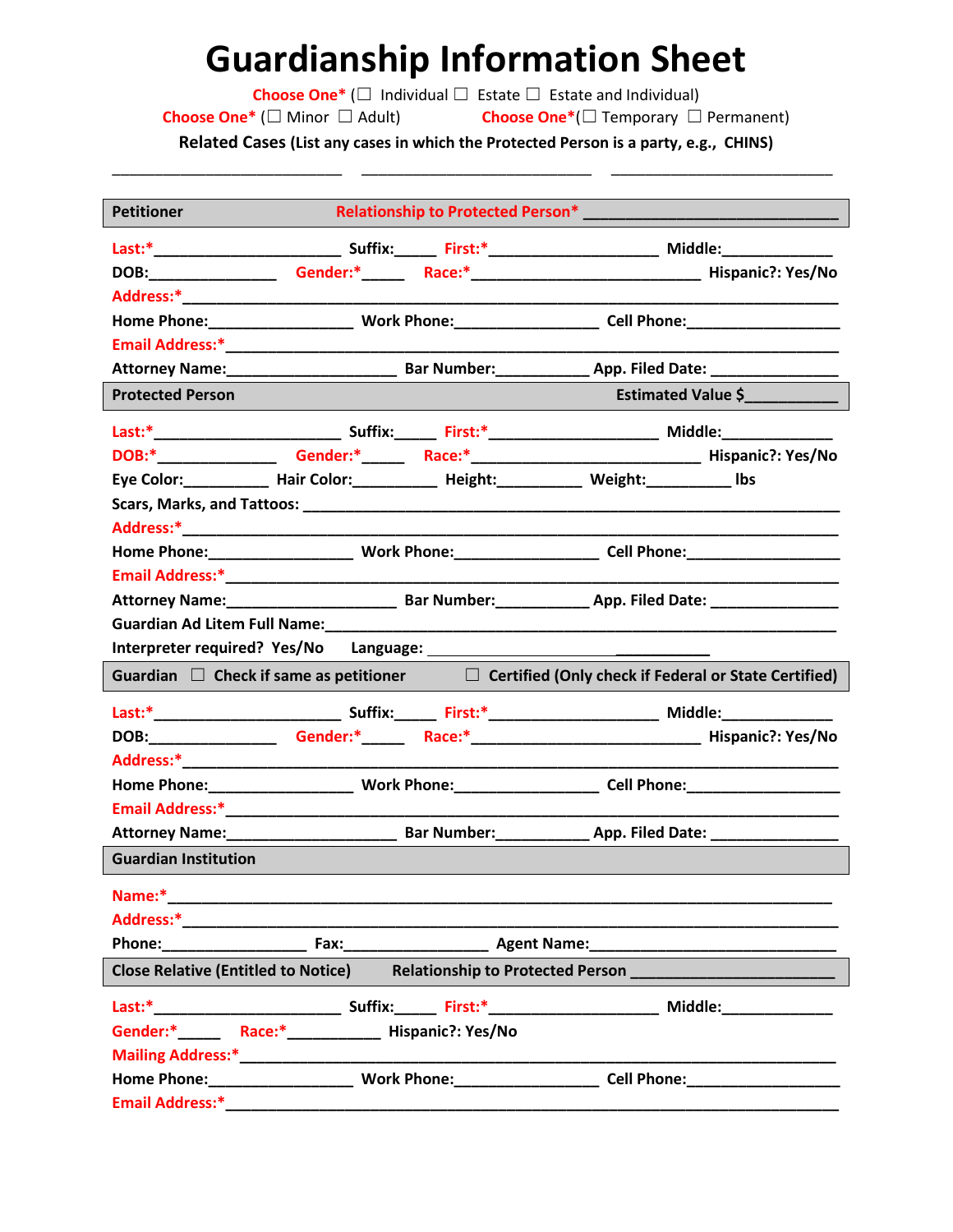# Guardianship Information Sheet

Choose One* (☐ Individual ☐ Estate ☐ Estate and Individual)

Choose One* (☐ Minor ☐ Adult) Choose One*(☐ Temporary ☐ Permanent)

**Related Cases** (List any cases in which the Protected Person is a party, e.g., CHINS)

___________________________ ___________________________ ___________________________

## Petitioner — Relationship to Protected Person* ______________________________

**Last:***_____________________ **Suffix:**_____ **First:***___________________ **Middle:**____________

**DOB:**______________ **Gender:***_____ **Race:***__________________________ **Hispanic?: Yes/No**

**Address:***_____________________________________________________________________

**Home Phone:**________________ **Work Phone:**________________ **Cell Phone:**_________________

**Email Address:***________________________________________________________________

**Attorney Name:**___________________ **Bar Number:**__________ **App. Filed Date:** ______________

## Protected Person — Estimated Value $__________

**Last:***_____________________ **Suffix:**_____ **First:***___________________ **Middle:**____________

**DOB:***______________ **Gender:***_____ **Race:***__________________________ **Hispanic?: Yes/No**

**Eye Color:**_________ **Hair Color:**_________ **Height:**_________ **Weight:**_________ **lbs**

**Scars, Marks, and Tattoos:** ________________________________________________________

**Address:***_____________________________________________________________________

**Home Phone:**________________ **Work Phone:**________________ **Cell Phone:**_________________

**Email Address:***________________________________________________________________

**Attorney Name:**___________________ **Bar Number:**__________ **App. Filed Date:** ______________

**Guardian Ad Litem Full Name:**_________________________________________________________

**Interpreter required? Yes/No** **Language:** ________________________________

## Guardian ☐ Check if same as petitioner ☐ Certified (Only check if Federal or State Certified)

**Last:***_____________________ **Suffix:**_____ **First:***___________________ **Middle:**____________

**DOB:**______________ **Gender:***_____ **Race:***__________________________ **Hispanic?: Yes/No**

**Address:***_____________________________________________________________________

**Home Phone:**________________ **Work Phone:**________________ **Cell Phone:**_________________

**Email Address:***________________________________________________________________

**Attorney Name:**___________________ **Bar Number:**__________ **App. Filed Date:** ______________

## Guardian Institution

**Name:***_______________________________________________________________________

**Address:***_____________________________________________________________________

**Phone:**________________ **Fax:**________________ **Agent Name:**___________________________

## Close Relative (Entitled to Notice) — Relationship to Protected Person ______________________

**Last:***_____________________ **Suffix:**_____ **First:***___________________ **Middle:**____________

**Gender:***_____ **Race:***__________ **Hispanic?: Yes/No**

**Mailing Address:***_______________________________________________________________

**Home Phone:**________________ **Work Phone:**________________ **Cell Phone:**_________________

**Email Address:***________________________________________________________________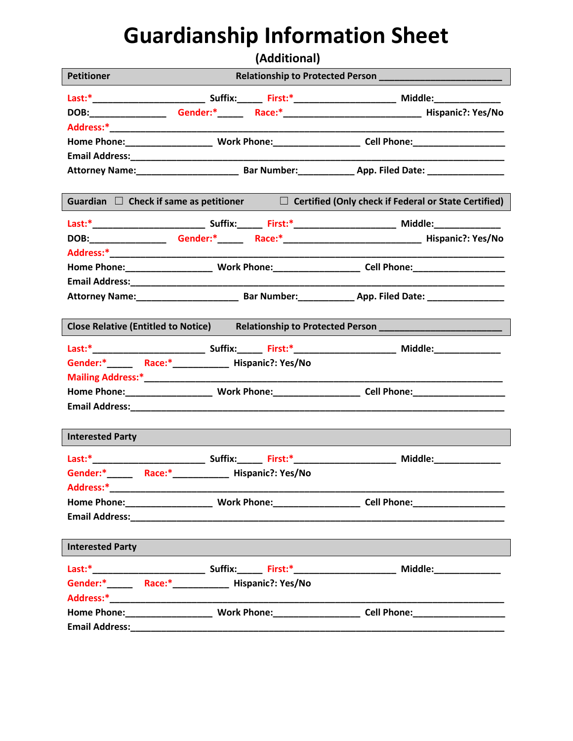# Guardianship Information Sheet

**(Additional)**

**Petitioner** **Relationship to Protected Person** ________________________

Last:*______________________ Suffix:_____ First:*___________________ Middle:_____________

DOB:_______________ Gender:*_____ Race:*_________________________ Hispanic?: Yes/No

Address:*____________________________________________________________________

Home Phone:________________ Work Phone:________________ Cell Phone:_________________

Email Address:_________________________________________________________________

Attorney Name:___________________ Bar Number:__________ App. Filed Date: ______________

**Guardian** ☐ **Check if same as petitioner** ☐ **Certified (Only check if Federal or State Certified)**

Last:*______________________ Suffix:_____ First:*___________________ Middle:_____________

DOB:_______________ Gender:*_____ Race:*_________________________ Hispanic?: Yes/No

Address:*____________________________________________________________________

Home Phone:________________ Work Phone:________________ Cell Phone:_________________

Email Address:_________________________________________________________________

Attorney Name:___________________ Bar Number:__________ App. Filed Date: ______________

**Close Relative (Entitled to Notice)** **Relationship to Protected Person** ________________________

Last:*______________________ Suffix:_____ First:*___________________ Middle:_____________

Gender:*_____ Race:*__________ Hispanic?: Yes/No

Mailing Address:*_______________________________________________________________

Home Phone:________________ Work Phone:________________ Cell Phone:_________________

Email Address:_________________________________________________________________

**Interested Party**

Last:*______________________ Suffix:_____ First:*___________________ Middle:_____________

Gender:*_____ Race:*__________ Hispanic?: Yes/No

Address:*____________________________________________________________________

Home Phone:________________ Work Phone:________________ Cell Phone:_________________

Email Address:_________________________________________________________________

**Interested Party**

Last:*______________________ Suffix:_____ First:*___________________ Middle:_____________

Gender:*_____ Race:*__________ Hispanic?: Yes/No

Address:*____________________________________________________________________

Home Phone:________________ Work Phone:________________ Cell Phone:_________________

Email Address:_________________________________________________________________